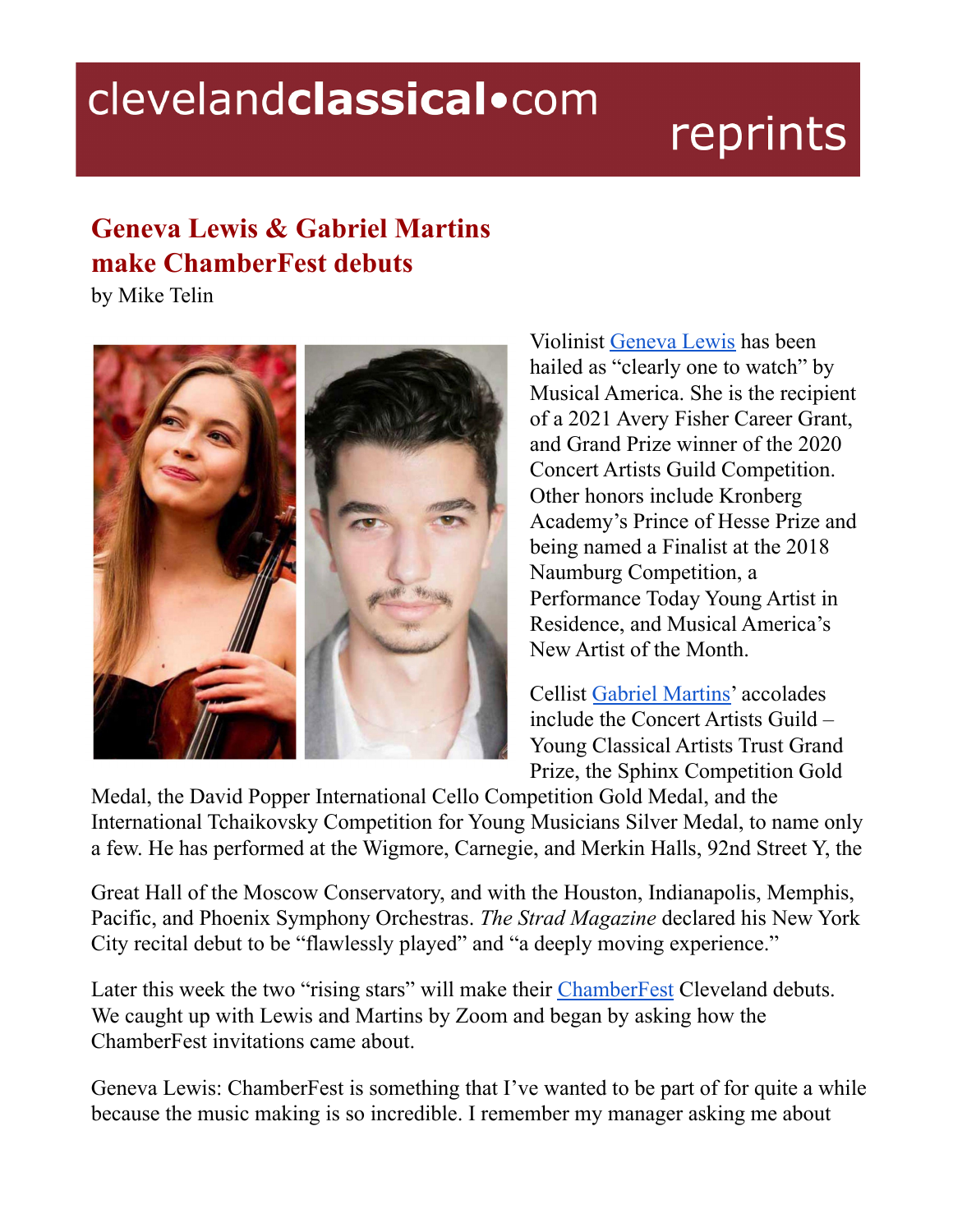# Geneva Lewis & Gabriel Martins make ChamberFest debuts

by Mike Telin

Violinist Geneva Lewis has been hailed as "clearly one to watch" by Musical America. She is the recipient of a 2021 Avery Fisher Career Grant, and Grand Prize winner of the 2020 Concert Artists Guild Competition. Other honors include Kronberg Academy's Prince of Hesse Prize and being named a Finalist at the 2018 Naumburg Competition, a Performance Today Young Artist in Residence, and Musical America's New Artist of the Month.

Cellist Gabriel Martins' accolades include the Concert Artists Guild – Young Classical Artists Trust Grand Prize, the Sphinx Competition Gold Medal, the David Popper International Cello Competition Gold Medal, and the International Tchaikovsky Competition for Young Musicians Silver Medal, to name only a few. He has performed at the Wigmore, Carnegie, and Merkin Halls, 92nd Street Y, the Great Hall of the Moscow Conservatory, and with the Houston, Indianapolis, Memphis, Pacific, and Phoenix Symphony Orchestras. *The Strad Magazine* declared his New York City recital debut to be "flawlessly played" and "a deeply moving experience."

Later this week the two "rising stars" will make their ChamberFest Cleveland debuts. We caught up with Lewis and Martins by Zoom and began by asking how the ChamberFest invitations came about.

Geneva Lewis: ChamberFest is something that I've wanted to be part of for quite a while because the music making is so incredible. I remember my manager asking me about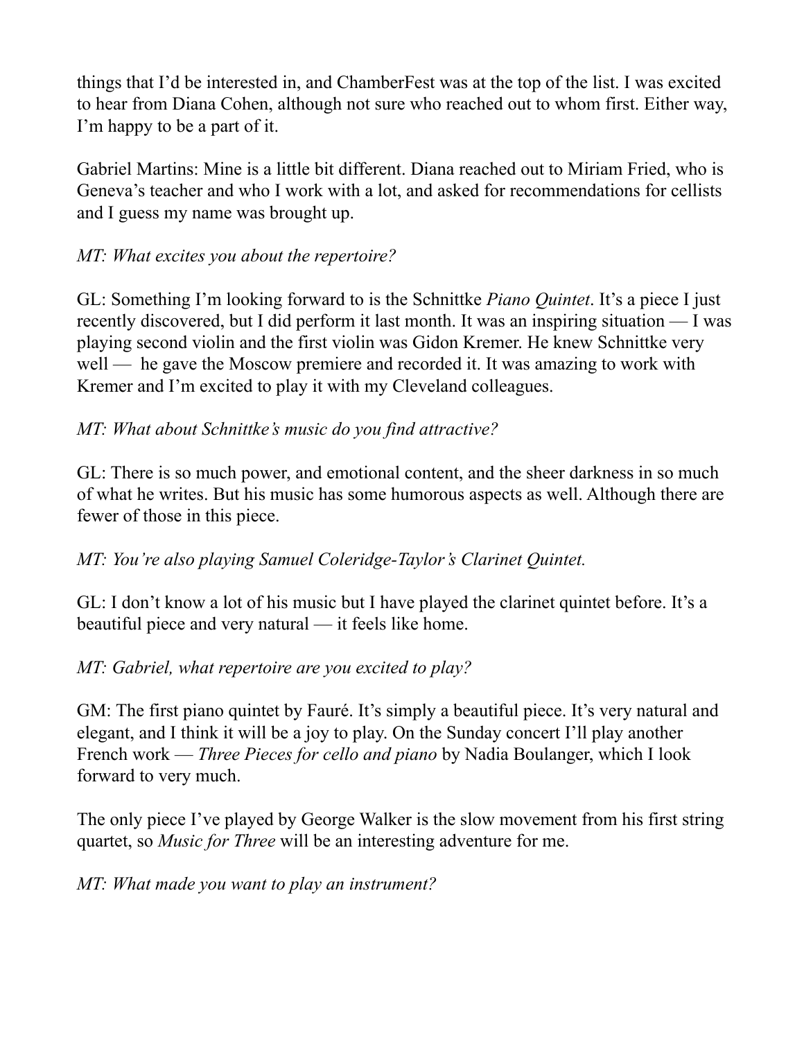things that I'd be interested in, and ChamberFest was at the top of the list. I was excited to hear from Diana Cohen, although not sure who reached out to whom first. Either way, I'm happy to be a part of it.

Gabriel Martins: Mine is a little bit different. Diana reached out to Miriam Fried, who is Geneva's teacher and who I work with a lot, and asked for recommendations for cellists and I guess my name was brought up.

*MT: What excites you about the repertoire?*

GL: Something I'm looking forward to is the Schnittke *Piano Quintet*. It's a piece I just recently discovered, but I did perform it last month. It was an inspiring situation — I was playing second violin and the first violin was Gidon Kremer. He knew Schnittke very well — he gave the Moscow premiere and recorded it. It was amazing to work with Kremer and I'm excited to play it with my Cleveland colleagues.

*MT: What about Schnittke's music do you find attractive?*

GL: There is so much power, and emotional content, and the sheer darkness in so much of what he writes. But his music has some humorous aspects as well. Although there are fewer of those in this piece.

*MT: You're also playing Samuel Coleridge-Taylor's Clarinet Quintet.*

GL: I don't know a lot of his music but I have played the clarinet quintet before. It's a beautiful piece and very natural — it feels like home.

*MT: Gabriel, what repertoire are you excited to play?*

GM: The first piano quintet by Fauré. It's simply a beautiful piece. It's very natural and elegant, and I think it will be a joy to play. On the Sunday concert I'll play another French work — *Three Pieces for cello and piano* by Nadia Boulanger, which I look forward to very much.

The only piece I've played by George Walker is the slow movement from his first string quartet, so *Music for Three* will be an interesting adventure for me.

*MT: What made you want to play an instrument?*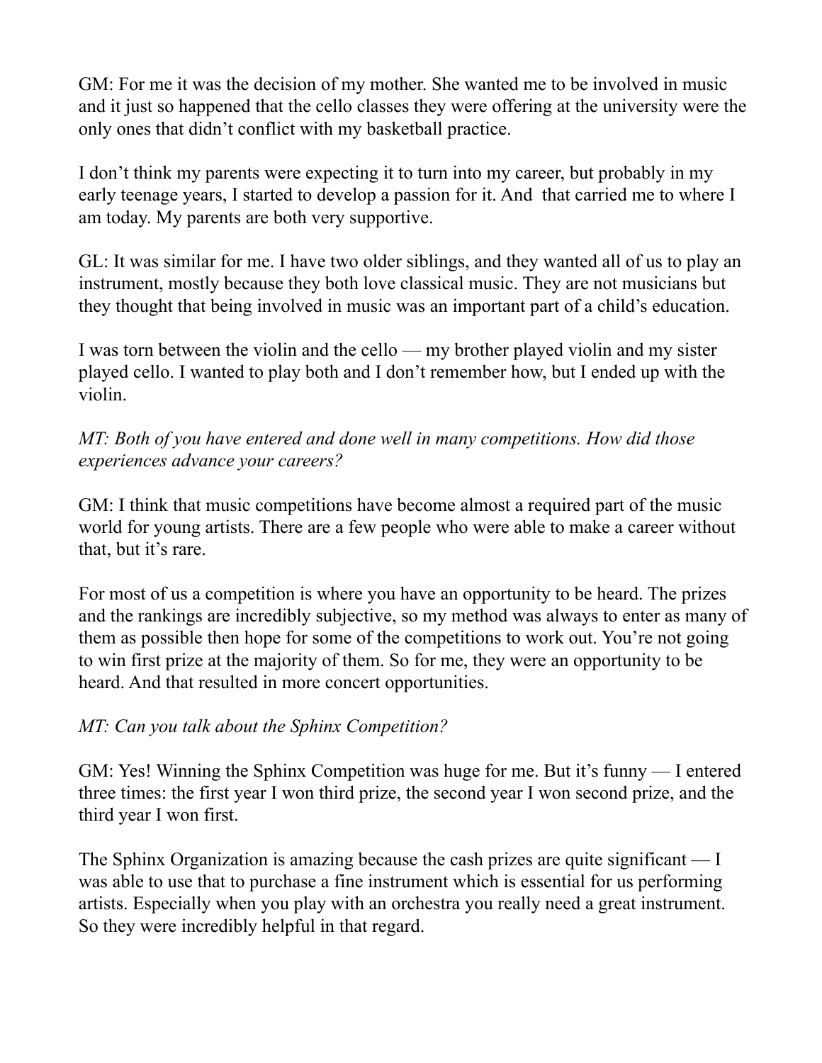GM: For me it was the decision of my mother. She wanted me to be involved in music and it just so happened that the cello classes they were offering at the university were the only ones that didn't conflict with my basketball practice.

I don't think my parents were expecting it to turn into my career, but probably in my early teenage years, I started to develop a passion for it. And  that carried me to where I am today. My parents are both very supportive.

GL: It was similar for me. I have two older siblings, and they wanted all of us to play an instrument, mostly because they both love classical music. They are not musicians but they thought that being involved in music was an important part of a child's education.

I was torn between the violin and the cello — my brother played violin and my sister played cello. I wanted to play both and I don't remember how, but I ended up with the violin.

*MT: Both of you have entered and done well in many competitions. How did those experiences advance your careers?*

GM: I think that music competitions have become almost a required part of the music world for young artists. There are a few people who were able to make a career without that, but it's rare.

For most of us a competition is where you have an opportunity to be heard. The prizes and the rankings are incredibly subjective, so my method was always to enter as many of them as possible then hope for some of the competitions to work out. You're not going to win first prize at the majority of them. So for me, they were an opportunity to be heard. And that resulted in more concert opportunities.

*MT: Can you talk about the Sphinx Competition?*

GM: Yes! Winning the Sphinx Competition was huge for me. But it's funny — I entered three times: the first year I won third prize, the second year I won second prize, and the third year I won first.

The Sphinx Organization is amazing because the cash prizes are quite significant — I was able to use that to purchase a fine instrument which is essential for us performing artists. Especially when you play with an orchestra you really need a great instrument. So they were incredibly helpful in that regard.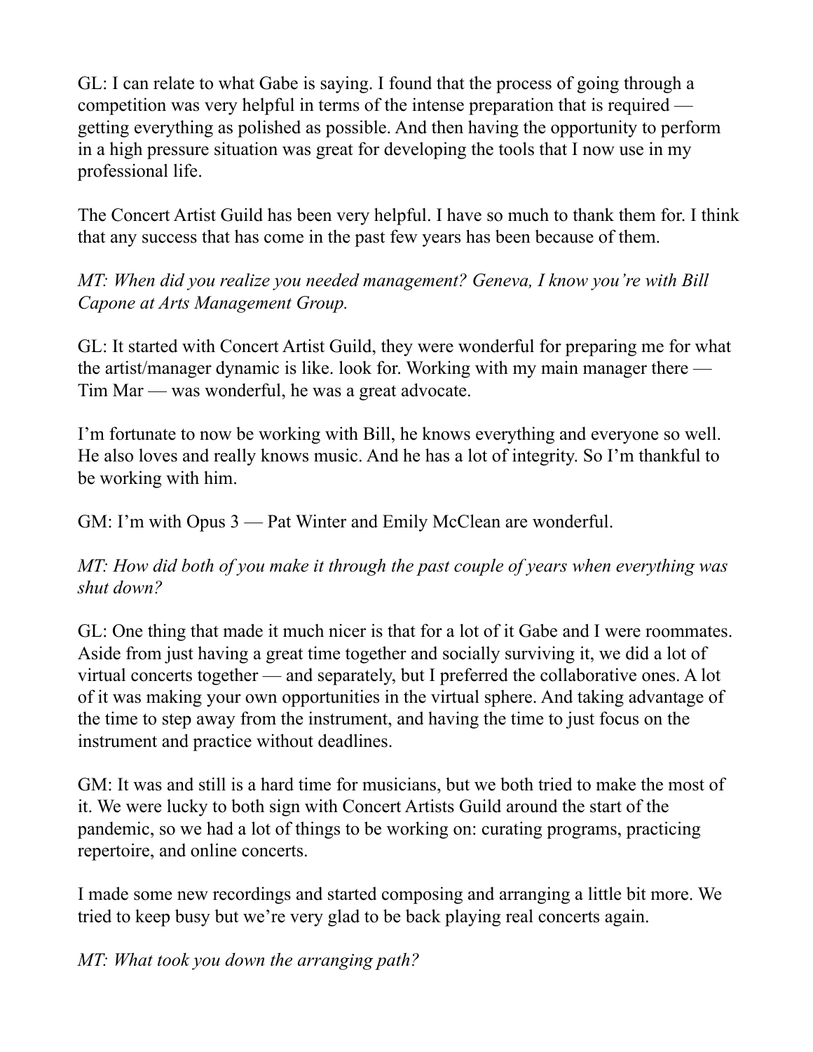GL: I can relate to what Gabe is saying. I found that the process of going through a competition was very helpful in terms of the intense preparation that is required — getting everything as polished as possible. And then having the opportunity to perform in a high pressure situation was great for developing the tools that I now use in my professional life.

The Concert Artist Guild has been very helpful. I have so much to thank them for. I think that any success that has come in the past few years has been because of them.

*MT: When did you realize you needed management? Geneva, I know you're with Bill Capone at Arts Management Group.*

GL: It started with Concert Artist Guild, they were wonderful for preparing me for what the artist/manager dynamic is like. look for. Working with my main manager there — Tim Mar — was wonderful, he was a great advocate.

I'm fortunate to now be working with Bill, he knows everything and everyone so well. He also loves and really knows music. And he has a lot of integrity. So I'm thankful to be working with him.

GM: I'm with Opus 3 — Pat Winter and Emily McClean are wonderful.

*MT: How did both of you make it through the past couple of years when everything was shut down?*

GL: One thing that made it much nicer is that for a lot of it Gabe and I were roommates. Aside from just having a great time together and socially surviving it, we did a lot of virtual concerts together — and separately, but I preferred the collaborative ones. A lot of it was making your own opportunities in the virtual sphere. And taking advantage of the time to step away from the instrument, and having the time to just focus on the instrument and practice without deadlines.

GM: It was and still is a hard time for musicians, but we both tried to make the most of it. We were lucky to both sign with Concert Artists Guild around the start of the pandemic, so we had a lot of things to be working on: curating programs, practicing repertoire, and online concerts.

I made some new recordings and started composing and arranging a little bit more. We tried to keep busy but we're very glad to be back playing real concerts again.

*MT: What took you down the arranging path?*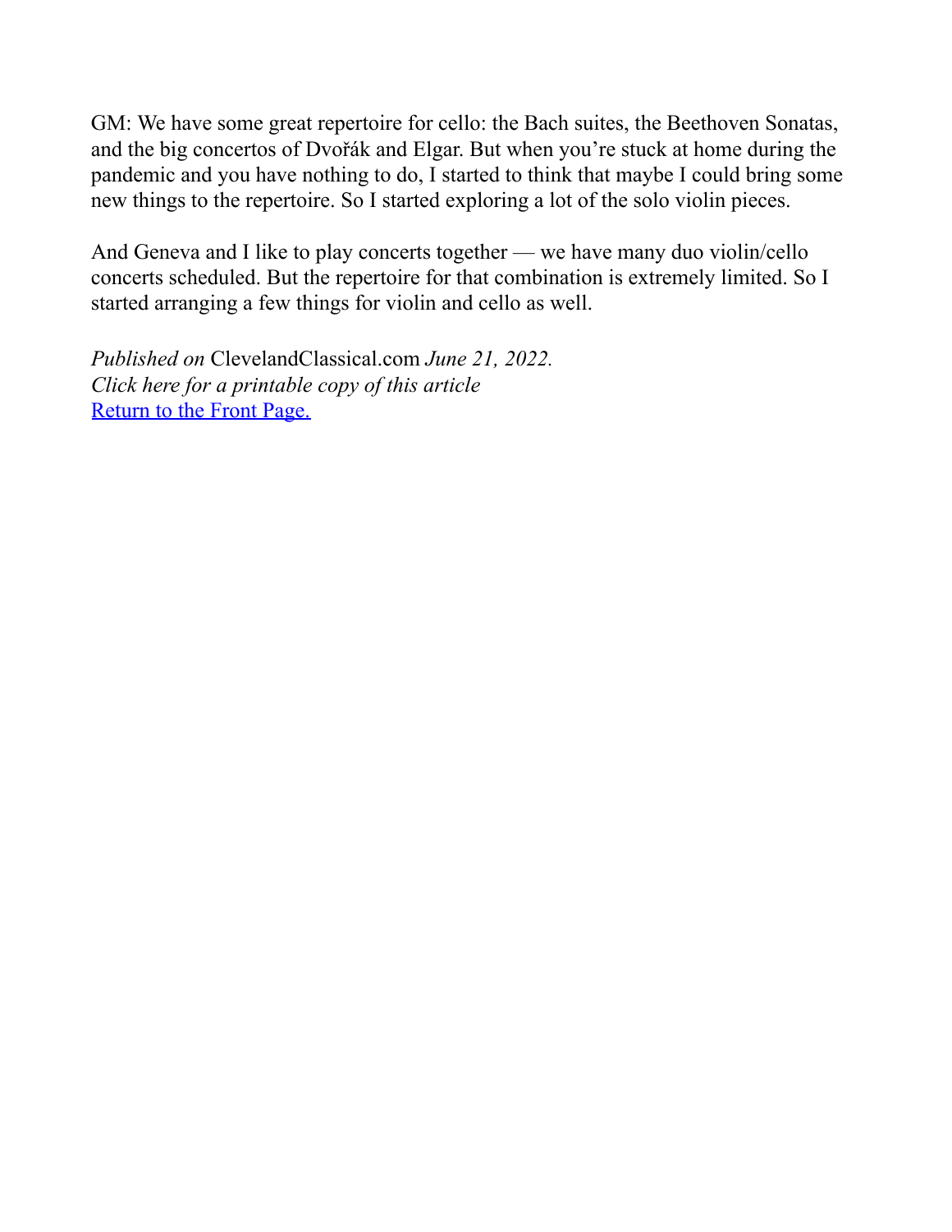GM: We have some great repertoire for cello: the Bach suites, the Beethoven Sonatas, and the big concertos of Dvořák and Elgar. But when you're stuck at home during the pandemic and you have nothing to do, I started to think that maybe I could bring some new things to the repertoire. So I started exploring a lot of the solo violin pieces.

And Geneva and I like to play concerts together — we have many duo violin/cello concerts scheduled. But the repertoire for that combination is extremely limited. So I started arranging a few things for violin and cello as well.

*Published on* ClevelandClassical.com *June 21, 2022.*
*Click here for a printable copy of this article*
[Return to the Front Page.]